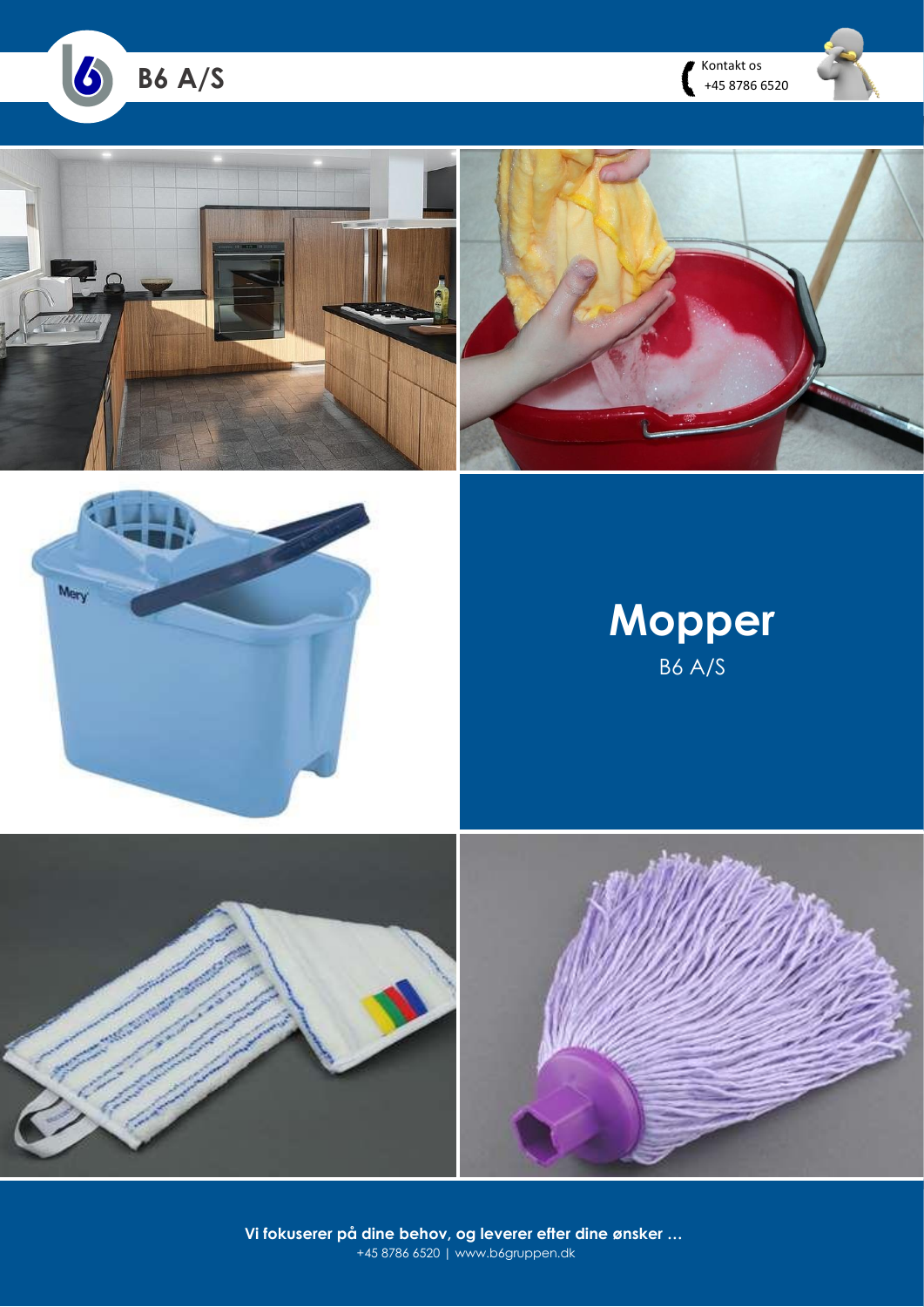B6 A/S

Kontakt os
+45 8786 6520

# Mopper

B6 A/S

**Vi fokuserer på dine behov, og leverer efter dine ønsker …**

+45 8786 6520 | www.b6gruppen.dk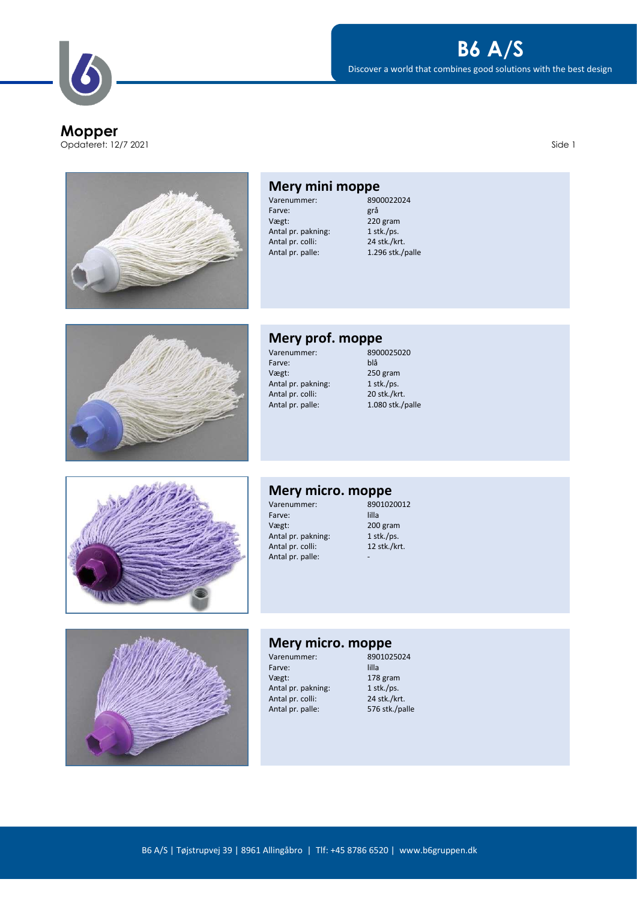# Mopper

Opdateret: 12/7 2021

## Mery mini moppe

| | |
|---|---|
| Varenummer: | 8900022024 |
| Farve: | grå |
| Vægt: | 220 gram |
| Antal pr. pakning: | 1 stk./ps. |
| Antal pr. colli: | 24 stk./krt. |
| Antal pr. palle: | 1.296 stk./palle |

## Mery prof. moppe

| | |
|---|---|
| Varenummer: | 8900025020 |
| Farve: | blå |
| Vægt: | 250 gram |
| Antal pr. pakning: | 1 stk./ps. |
| Antal pr. colli: | 20 stk./krt. |
| Antal pr. palle: | 1.080 stk./palle |

## Mery micro. moppe

| | |
|---|---|
| Varenummer: | 8901020012 |
| Farve: | lilla |
| Vægt: | 200 gram |
| Antal pr. pakning: | 1 stk./ps. |
| Antal pr. colli: | 12 stk./krt. |
| Antal pr. palle: | - |

## Mery micro. moppe

| | |
|---|---|
| Varenummer: | 8901025024 |
| Farve: | lilla |
| Vægt: | 178 gram |
| Antal pr. pakning: | 1 stk./ps. |
| Antal pr. colli: | 24 stk./krt. |
| Antal pr. palle: | 576 stk./palle |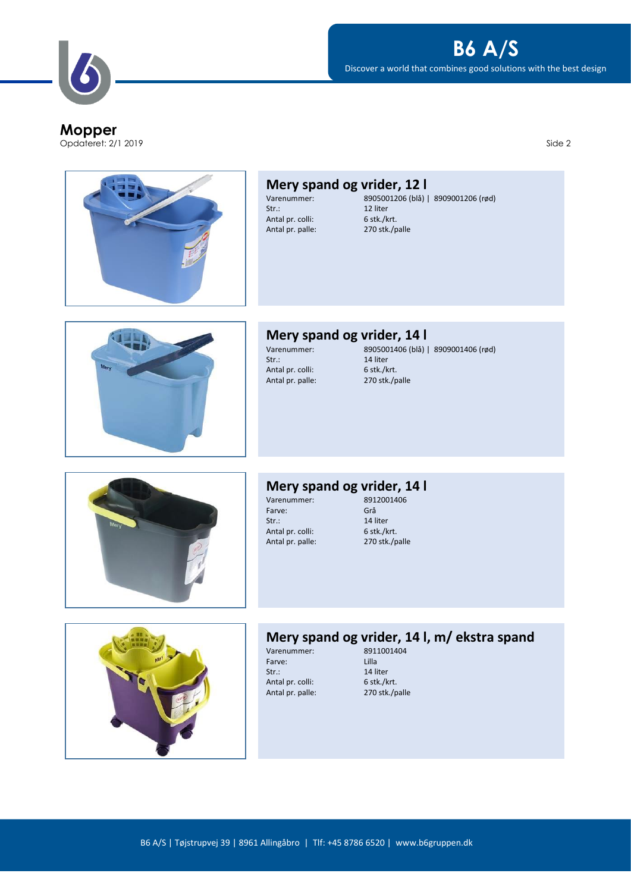# Mopper

Opdateret: 2/1 2019

## Mery spand og vrider, 12 l

| | |
|---|---|
| Varenummer: | 8905001206 (blå) \| 8909001206 (rød) |
| Str.: | 12 liter |
| Antal pr. colli: | 6 stk./krt. |
| Antal pr. palle: | 270 stk./palle |

## Mery spand og vrider, 14 l

| | |
|---|---|
| Varenummer: | 8905001406 (blå) \| 8909001406 (rød) |
| Str.: | 14 liter |
| Antal pr. colli: | 6 stk./krt. |
| Antal pr. palle: | 270 stk./palle |

## Mery spand og vrider, 14 l

| | |
|---|---|
| Varenummer: | 8912001406 |
| Farve: | Grå |
| Str.: | 14 liter |
| Antal pr. colli: | 6 stk./krt. |
| Antal pr. palle: | 270 stk./palle |

## Mery spand og vrider, 14 l, m/ ekstra spand

| | |
|---|---|
| Varenummer: | 8911001404 |
| Farve: | Lilla |
| Str.: | 14 liter |
| Antal pr. colli: | 6 stk./krt. |
| Antal pr. palle: | 270 stk./palle |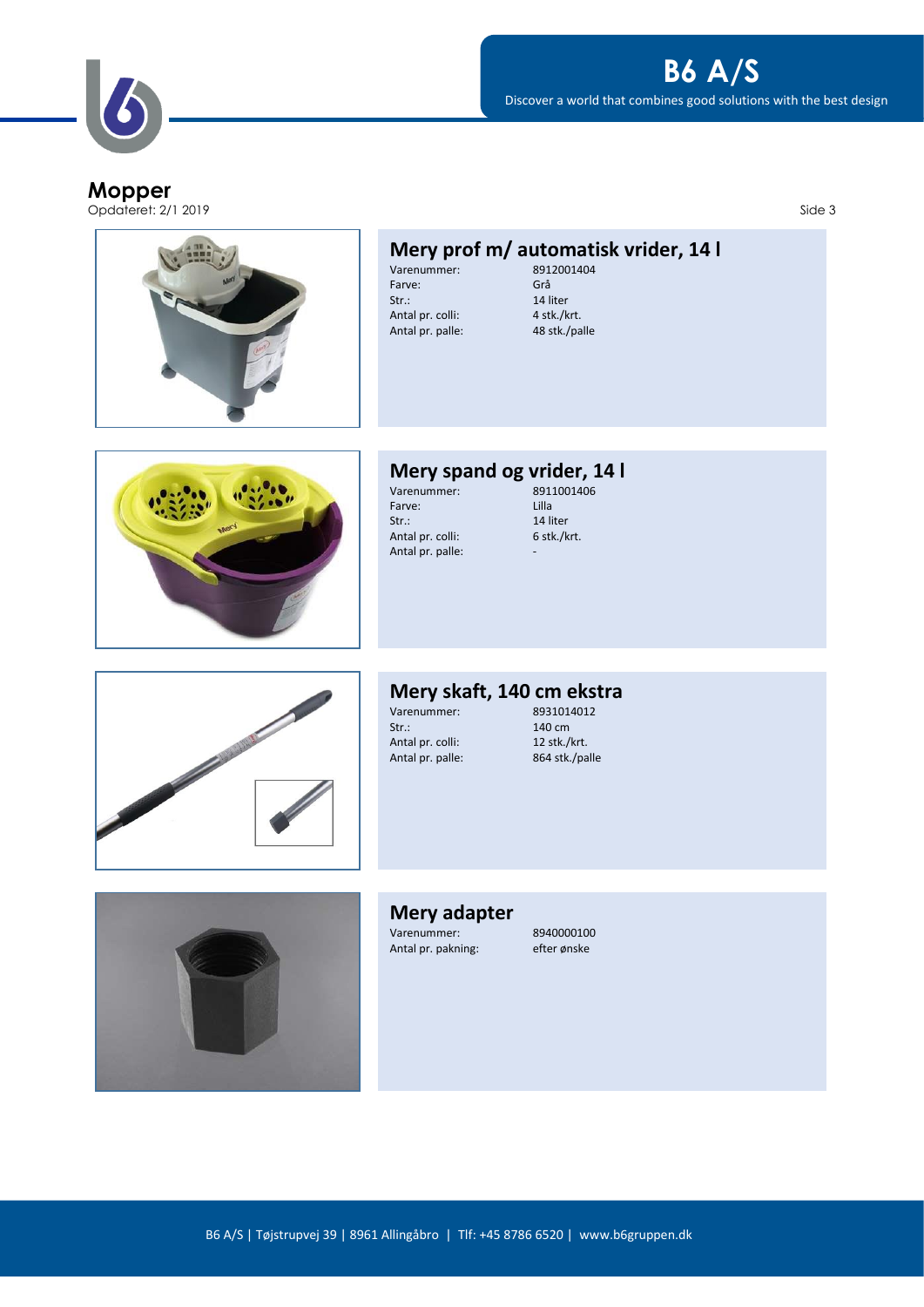# Mopper

Opdateret: 2/1 2019

## Mery prof m/ automatisk vrider, 14 l

| | |
|---|---|
| Varenummer: | 8912001404 |
| Farve: | Grå |
| Str.: | 14 liter |
| Antal pr. colli: | 4 stk./krt. |
| Antal pr. palle: | 48 stk./palle |

## Mery spand og vrider, 14 l

| | |
|---|---|
| Varenummer: | 8911001406 |
| Farve: | Lilla |
| Str.: | 14 liter |
| Antal pr. colli: | 6 stk./krt. |
| Antal pr. palle: | - |

## Mery skaft, 140 cm ekstra

| | |
|---|---|
| Varenummer: | 8931014012 |
| Str.: | 140 cm |
| Antal pr. colli: | 12 stk./krt. |
| Antal pr. palle: | 864 stk./palle |

## Mery adapter

| | |
|---|---|
| Varenummer: | 8940000100 |
| Antal pr. pakning: | efter ønske |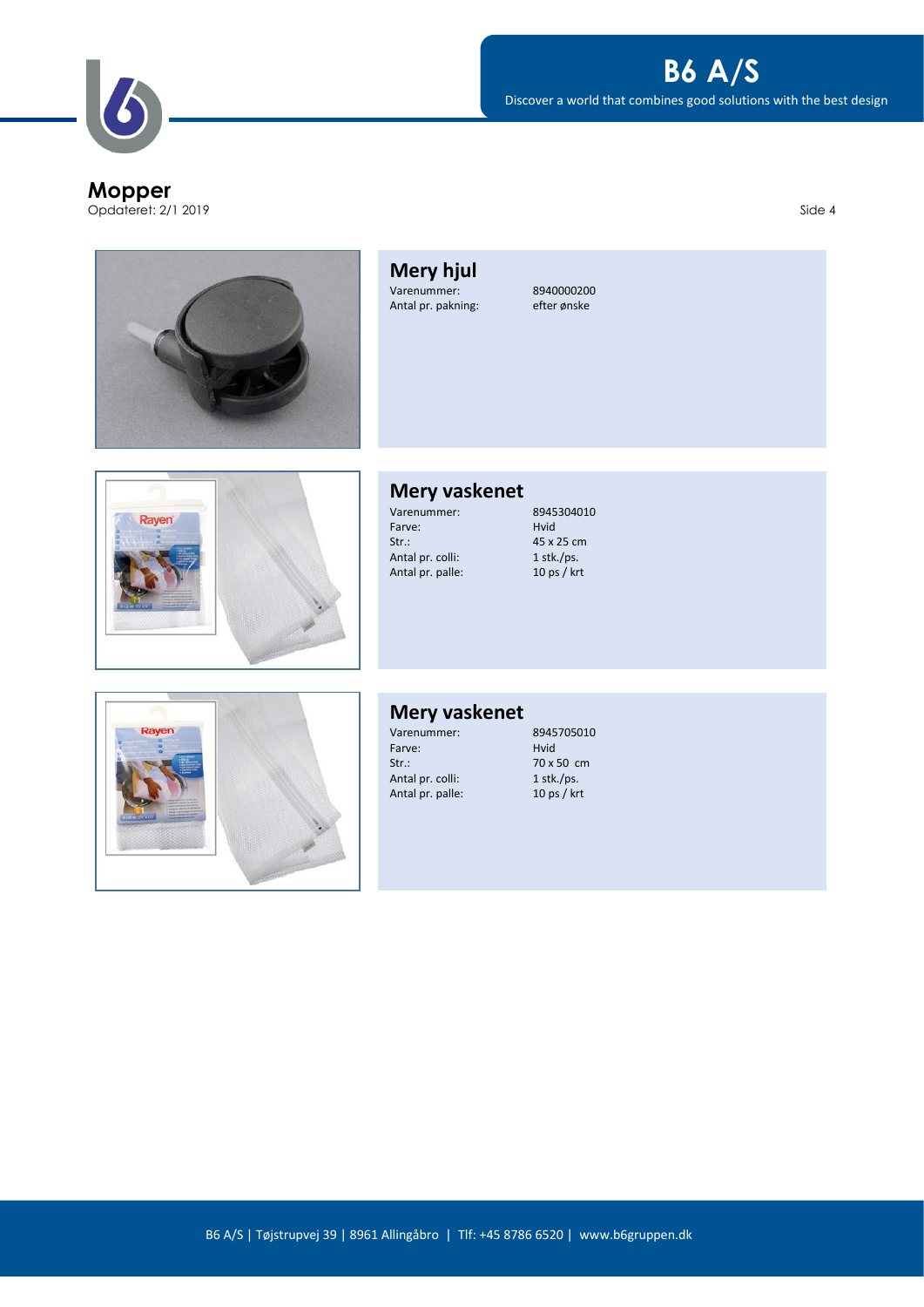# Mopper

Opdateret: 2/1 2019

## Mery hjul

| | |
|---|---|
| Varenummer: | 8940000200 |
| Antal pr. pakning: | efter ønske |

## Mery vaskenet

| | |
|---|---|
| Varenummer: | 8945304010 |
| Farve: | Hvid |
| Str.: | 45 x 25 cm |
| Antal pr. colli: | 1 stk./ps. |
| Antal pr. palle: | 10 ps / krt |

## Mery vaskenet

| | |
|---|---|
| Varenummer: | 8945705010 |
| Farve: | Hvid |
| Str.: | 70 x 50 cm |
| Antal pr. colli: | 1 stk./ps. |
| Antal pr. palle: | 10 ps / krt |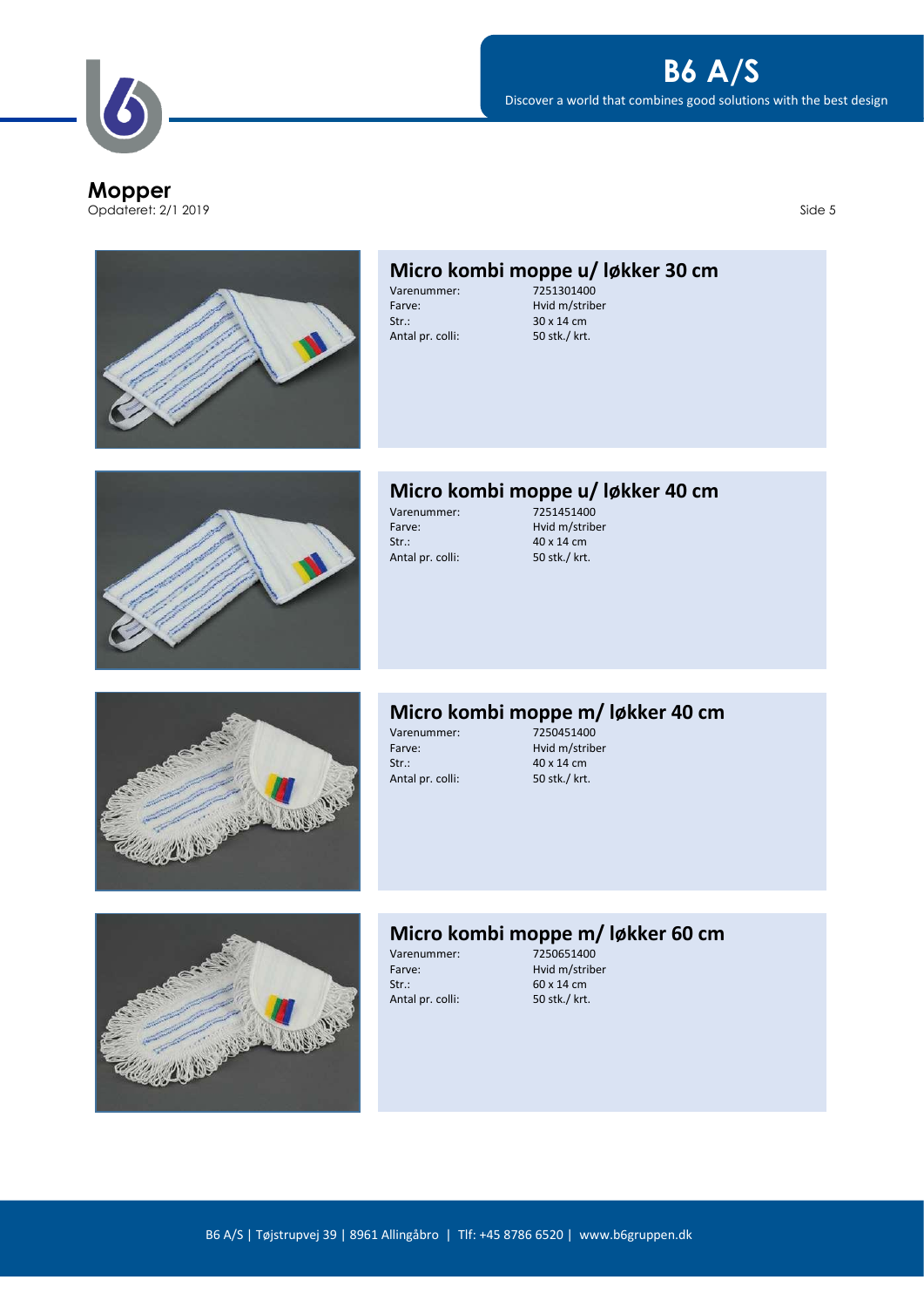# Mopper

Opdateret: 2/1 2019

## Micro kombi moppe u/ løkker 30 cm

| | |
|---|---|
| Varenummer: | 7251301400 |
| Farve: | Hvid m/striber |
| Str.: | 30 x 14 cm |
| Antal pr. colli: | 50 stk./ krt. |

## Micro kombi moppe u/ løkker 40 cm

| | |
|---|---|
| Varenummer: | 7251451400 |
| Farve: | Hvid m/striber |
| Str.: | 40 x 14 cm |
| Antal pr. colli: | 50 stk./ krt. |

## Micro kombi moppe m/ løkker 40 cm

| | |
|---|---|
| Varenummer: | 7250451400 |
| Farve: | Hvid m/striber |
| Str.: | 40 x 14 cm |
| Antal pr. colli: | 50 stk./ krt. |

## Micro kombi moppe m/ løkker 60 cm

| | |
|---|---|
| Varenummer: | 7250651400 |
| Farve: | Hvid m/striber |
| Str.: | 60 x 14 cm |
| Antal pr. colli: | 50 stk./ krt. |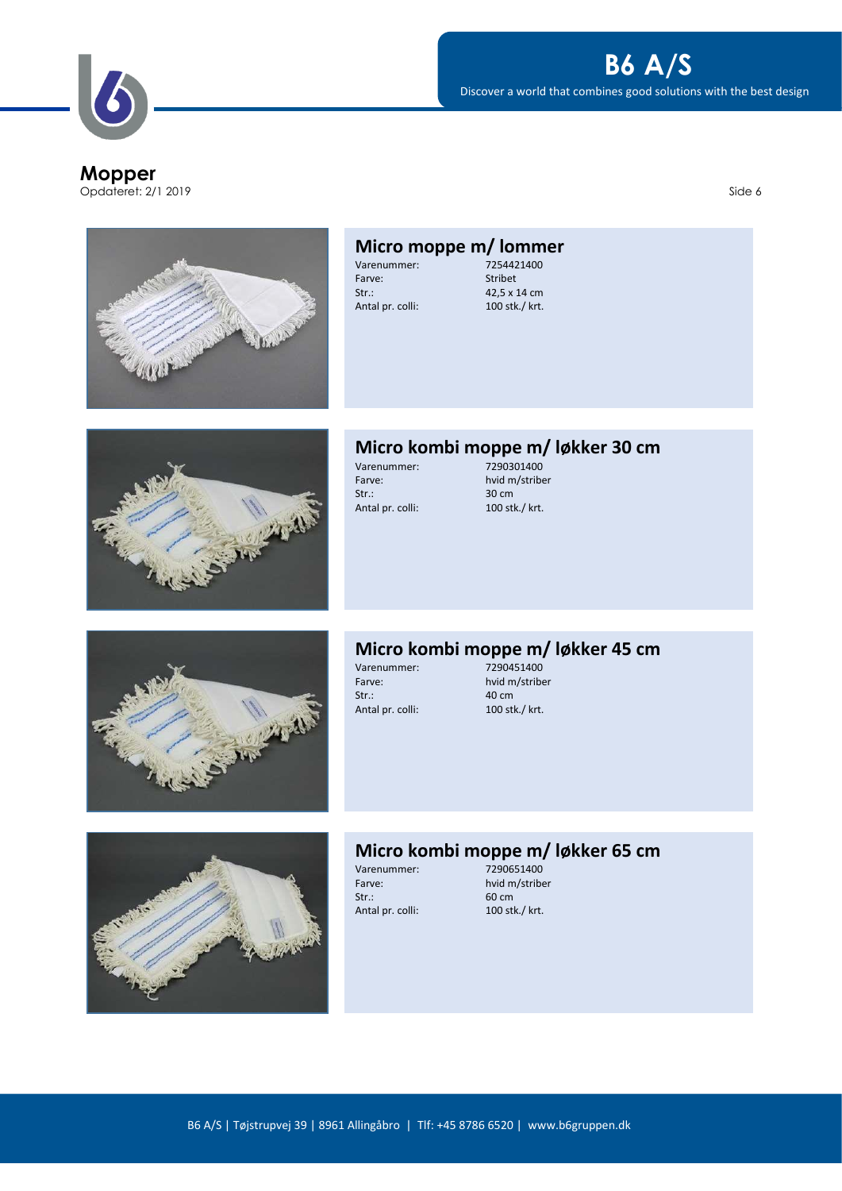# Mopper

Opdateret: 2/1 2019

## Micro moppe m/ lommer

| | |
|---|---|
| Varenummer: | 7254421400 |
| Farve: | Stribet |
| Str.: | 42,5 x 14 cm |
| Antal pr. colli: | 100 stk./ krt. |

## Micro kombi moppe m/ løkker 30 cm

| | |
|---|---|
| Varenummer: | 7290301400 |
| Farve: | hvid m/striber |
| Str.: | 30 cm |
| Antal pr. colli: | 100 stk./ krt. |

## Micro kombi moppe m/ løkker 45 cm

| | |
|---|---|
| Varenummer: | 7290451400 |
| Farve: | hvid m/striber |
| Str.: | 40 cm |
| Antal pr. colli: | 100 stk./ krt. |

## Micro kombi moppe m/ løkker 65 cm

| | |
|---|---|
| Varenummer: | 7290651400 |
| Farve: | hvid m/striber |
| Str.: | 60 cm |
| Antal pr. colli: | 100 stk./ krt. |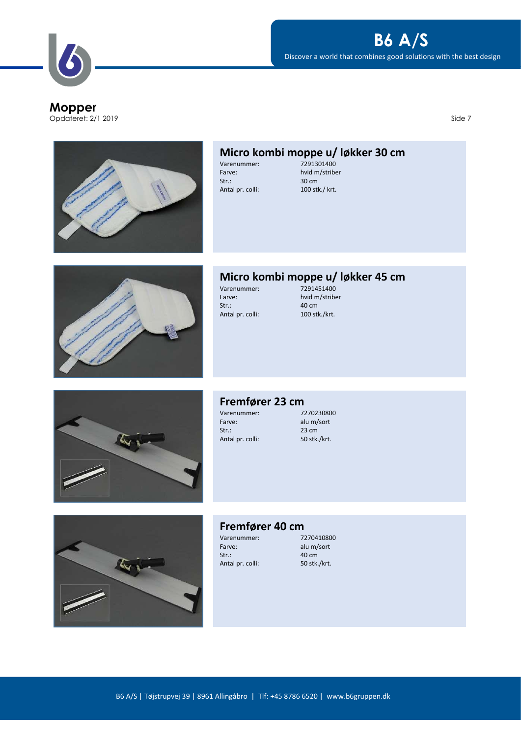# Mopper

Opdateret: 2/1 2019

## Micro kombi moppe u/ løkker 30 cm

| | |
|---|---|
| Varenummer: | 7291301400 |
| Farve: | hvid m/striber |
| Str.: | 30 cm |
| Antal pr. colli: | 100 stk./ krt. |

## Micro kombi moppe u/ løkker 45 cm

| | |
|---|---|
| Varenummer: | 7291451400 |
| Farve: | hvid m/striber |
| Str.: | 40 cm |
| Antal pr. colli: | 100 stk./krt. |

## Fremfører 23 cm

| | |
|---|---|
| Varenummer: | 7270230800 |
| Farve: | alu m/sort |
| Str.: | 23 cm |
| Antal pr. colli: | 50 stk./krt. |

## Fremfører 40 cm

| | |
|---|---|
| Varenummer: | 7270410800 |
| Farve: | alu m/sort |
| Str.: | 40 cm |
| Antal pr. colli: | 50 stk./krt. |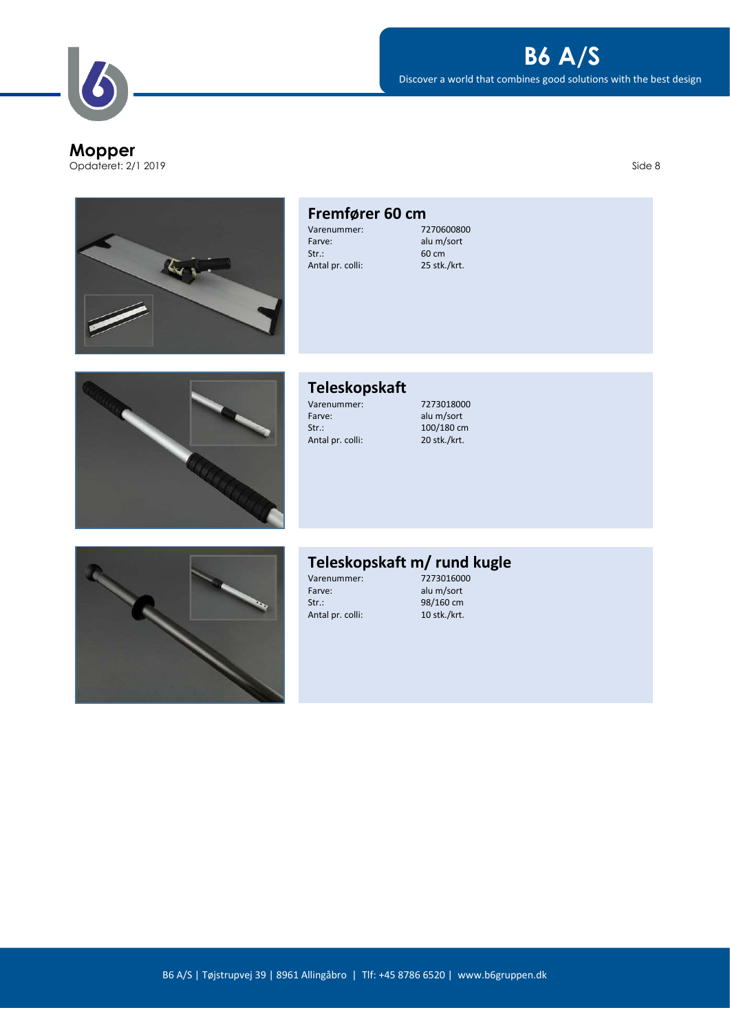# Mopper

Opdateret: 2/1 2019

## Fremfører 60 cm

| | |
|---|---|
| Varenummer: | 7270600800 |
| Farve: | alu m/sort |
| Str.: | 60 cm |
| Antal pr. colli: | 25 stk./krt. |

## Teleskopskaft

| | |
|---|---|
| Varenummer: | 7273018000 |
| Farve: | alu m/sort |
| Str.: | 100/180 cm |
| Antal pr. colli: | 20 stk./krt. |

## Teleskopskaft m/ rund kugle

| | |
|---|---|
| Varenummer: | 7273016000 |
| Farve: | alu m/sort |
| Str.: | 98/160 cm |
| Antal pr. colli: | 10 stk./krt. |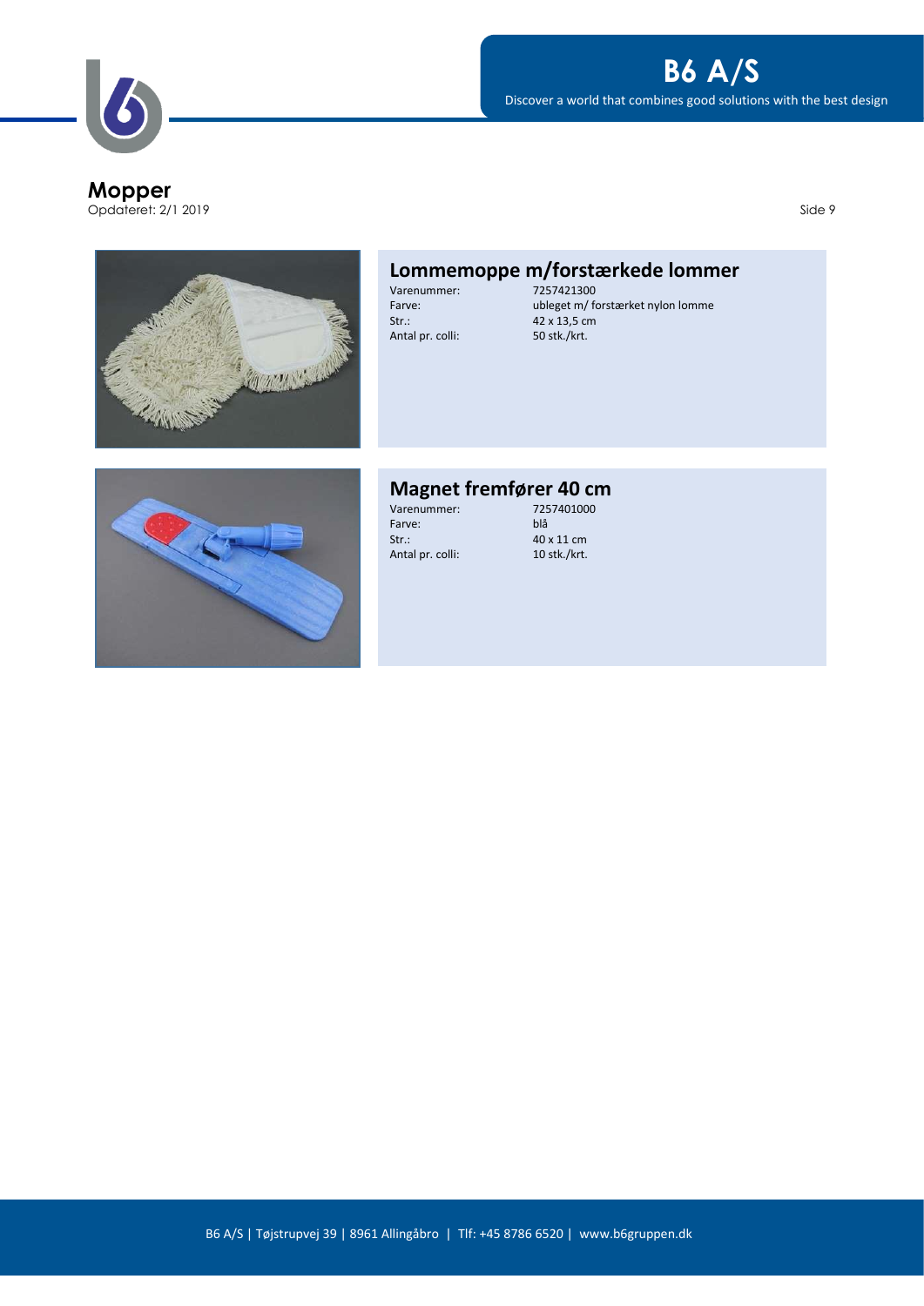# Mopper

Opdateret: 2/1 2019

## Lommemoppe m/forstærkede lommer

| | |
|---|---|
| Varenummer: | 7257421300 |
| Farve: | ubleget m/ forstærket nylon lomme |
| Str.: | 42 x 13,5 cm |
| Antal pr. colli: | 50 stk./krt. |

## Magnet fremfører 40 cm

| | |
|---|---|
| Varenummer: | 7257401000 |
| Farve: | blå |
| Str.: | 40 x 11 cm |
| Antal pr. colli: | 10 stk./krt. |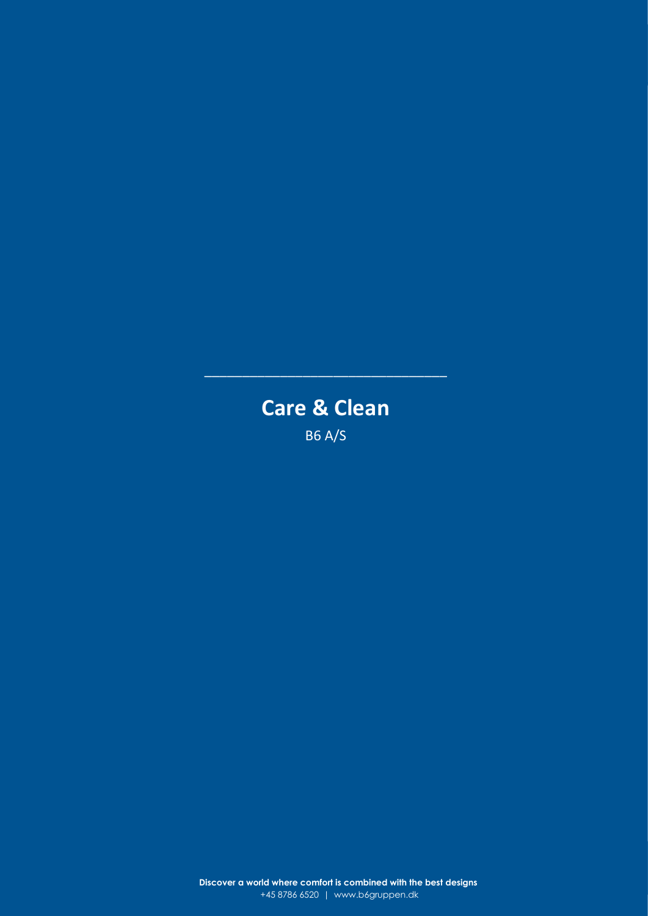# Care & Clean

B6 A/S

**Discover a world where comfort is combined with the best designs**
+45 8786 6520 | www.b6gruppen.dk